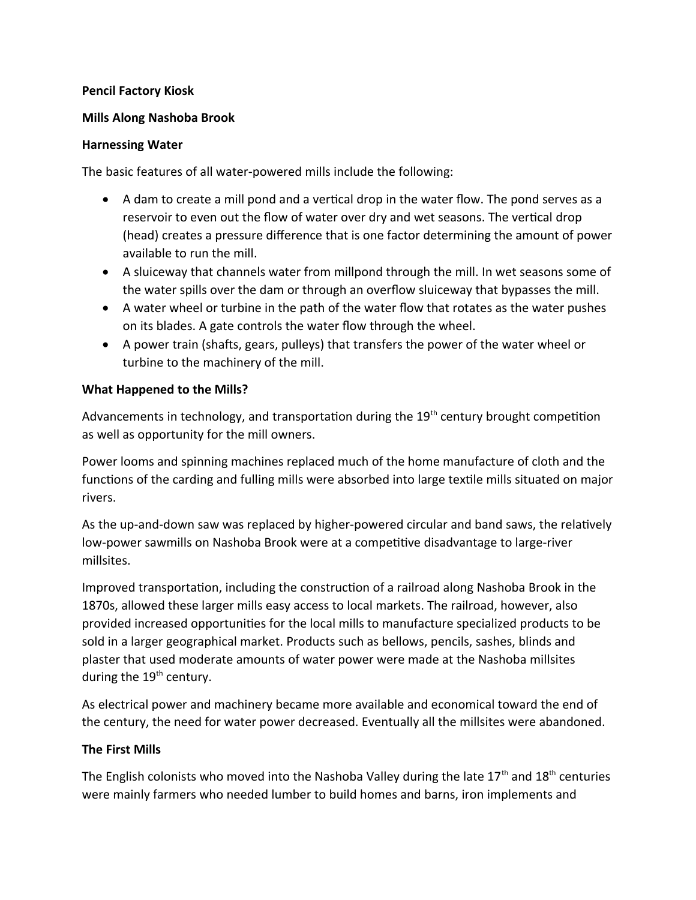**Pencil Factory Kiosk**

**Mills Along Nashoba Brook**

**Harnessing Water**

The basic features of all water-powered mills include the following:

- A dam to create a mill pond and a vertical drop in the water flow. The pond serves as a reservoir to even out the flow of water over dry and wet seasons. The vertical drop (head) creates a pressure difference that is one factor determining the amount of power available to run the mill.
- A sluiceway that channels water from millpond through the mill. In wet seasons some of the water spills over the dam or through an overflow sluiceway that bypasses the mill.
- A water wheel or turbine in the path of the water flow that rotates as the water pushes on its blades. A gate controls the water flow through the wheel.
- A power train (shafts, gears, pulleys) that transfers the power of the water wheel or turbine to the machinery of the mill.

**What Happened to the Mills?**

Advancements in technology, and transportation during the 19th century brought competition as well as opportunity for the mill owners.

Power looms and spinning machines replaced much of the home manufacture of cloth and the functions of the carding and fulling mills were absorbed into large textile mills situated on major rivers.

As the up-and-down saw was replaced by higher-powered circular and band saws, the relatively low-power sawmills on Nashoba Brook were at a competitive disadvantage to large-river millsites.

Improved transportation, including the construction of a railroad along Nashoba Brook in the 1870s, allowed these larger mills easy access to local markets. The railroad, however, also provided increased opportunities for the local mills to manufacture specialized products to be sold in a larger geographical market. Products such as bellows, pencils, sashes, blinds and plaster that used moderate amounts of water power were made at the Nashoba millsites during the 19th century.

As electrical power and machinery became more available and economical toward the end of the century, the need for water power decreased. Eventually all the millsites were abandoned.

**The First Mills**

The English colonists who moved into the Nashoba Valley during the late 17th and 18th centuries were mainly farmers who needed lumber to build homes and barns, iron implements and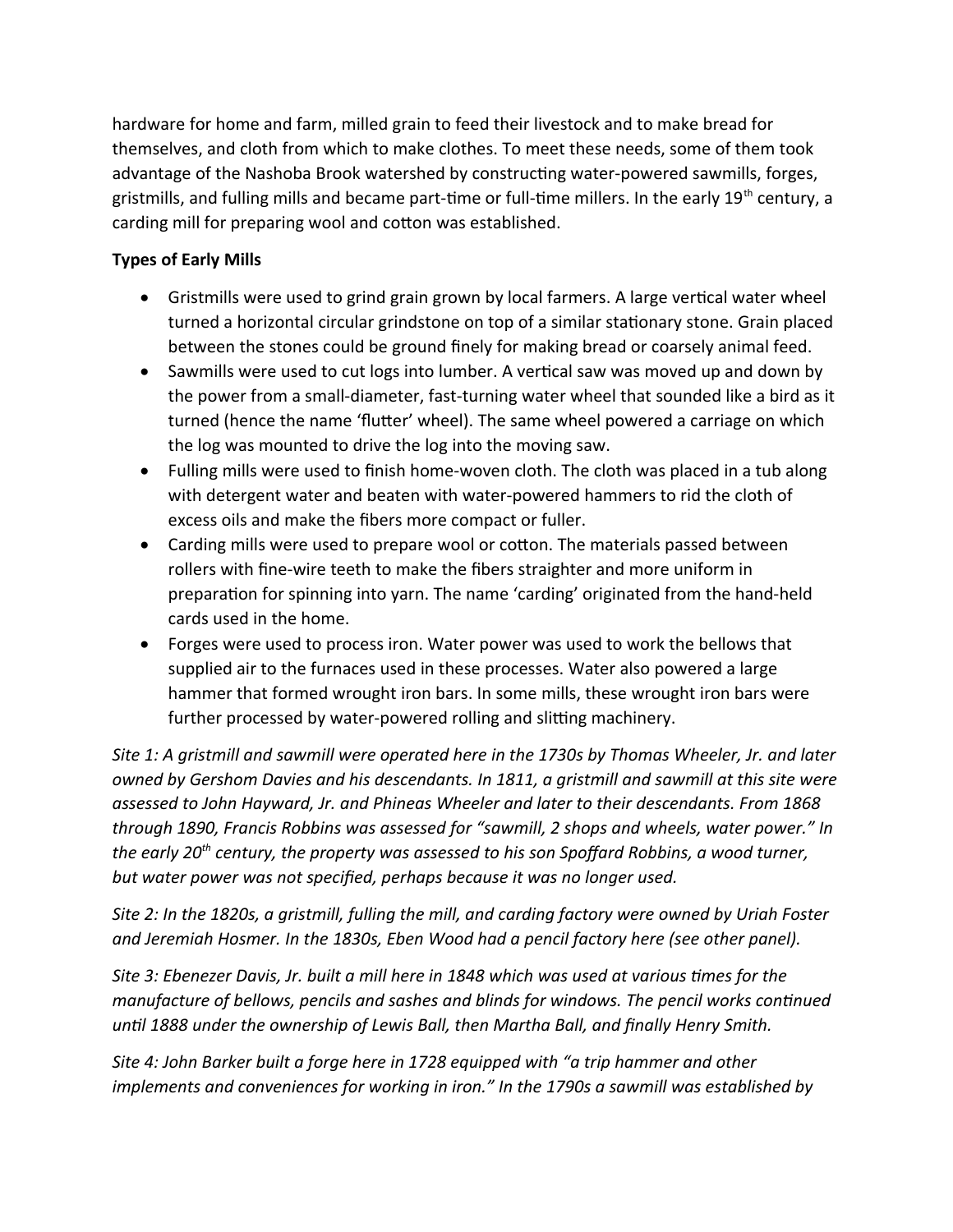hardware for home and farm, milled grain to feed their livestock and to make bread for themselves, and cloth from which to make clothes. To meet these needs, some of them took advantage of the Nashoba Brook watershed by constructing water-powered sawmills, forges, gristmills, and fulling mills and became part-time or full-time millers. In the early 19th century, a carding mill for preparing wool and cotton was established.

**Types of Early Mills**

- Gristmills were used to grind grain grown by local farmers. A large vertical water wheel turned a horizontal circular grindstone on top of a similar stationary stone. Grain placed between the stones could be ground finely for making bread or coarsely animal feed.
- Sawmills were used to cut logs into lumber. A vertical saw was moved up and down by the power from a small-diameter, fast-turning water wheel that sounded like a bird as it turned (hence the name 'flutter' wheel). The same wheel powered a carriage on which the log was mounted to drive the log into the moving saw.
- Fulling mills were used to finish home-woven cloth. The cloth was placed in a tub along with detergent water and beaten with water-powered hammers to rid the cloth of excess oils and make the fibers more compact or fuller.
- Carding mills were used to prepare wool or cotton. The materials passed between rollers with fine-wire teeth to make the fibers straighter and more uniform in preparation for spinning into yarn. The name 'carding' originated from the hand-held cards used in the home.
- Forges were used to process iron. Water power was used to work the bellows that supplied air to the furnaces used in these processes. Water also powered a large hammer that formed wrought iron bars. In some mills, these wrought iron bars were further processed by water-powered rolling and slitting machinery.

*Site 1: A gristmill and sawmill were operated here in the 1730s by Thomas Wheeler, Jr. and later owned by Gershom Davies and his descendants. In 1811, a gristmill and sawmill at this site were assessed to John Hayward, Jr. and Phineas Wheeler and later to their descendants. From 1868 through 1890, Francis Robbins was assessed for "sawmill, 2 shops and wheels, water power." In the early 20th century, the property was assessed to his son Spoffard Robbins, a wood turner, but water power was not specified, perhaps because it was no longer used.*

*Site 2: In the 1820s, a gristmill, fulling the mill, and carding factory were owned by Uriah Foster and Jeremiah Hosmer. In the 1830s, Eben Wood had a pencil factory here (see other panel).*

*Site 3: Ebenezer Davis, Jr. built a mill here in 1848 which was used at various times for the manufacture of bellows, pencils and sashes and blinds for windows. The pencil works continued until 1888 under the ownership of Lewis Ball, then Martha Ball, and finally Henry Smith.*

*Site 4: John Barker built a forge here in 1728 equipped with "a trip hammer and other implements and conveniences for working in iron." In the 1790s a sawmill was established by*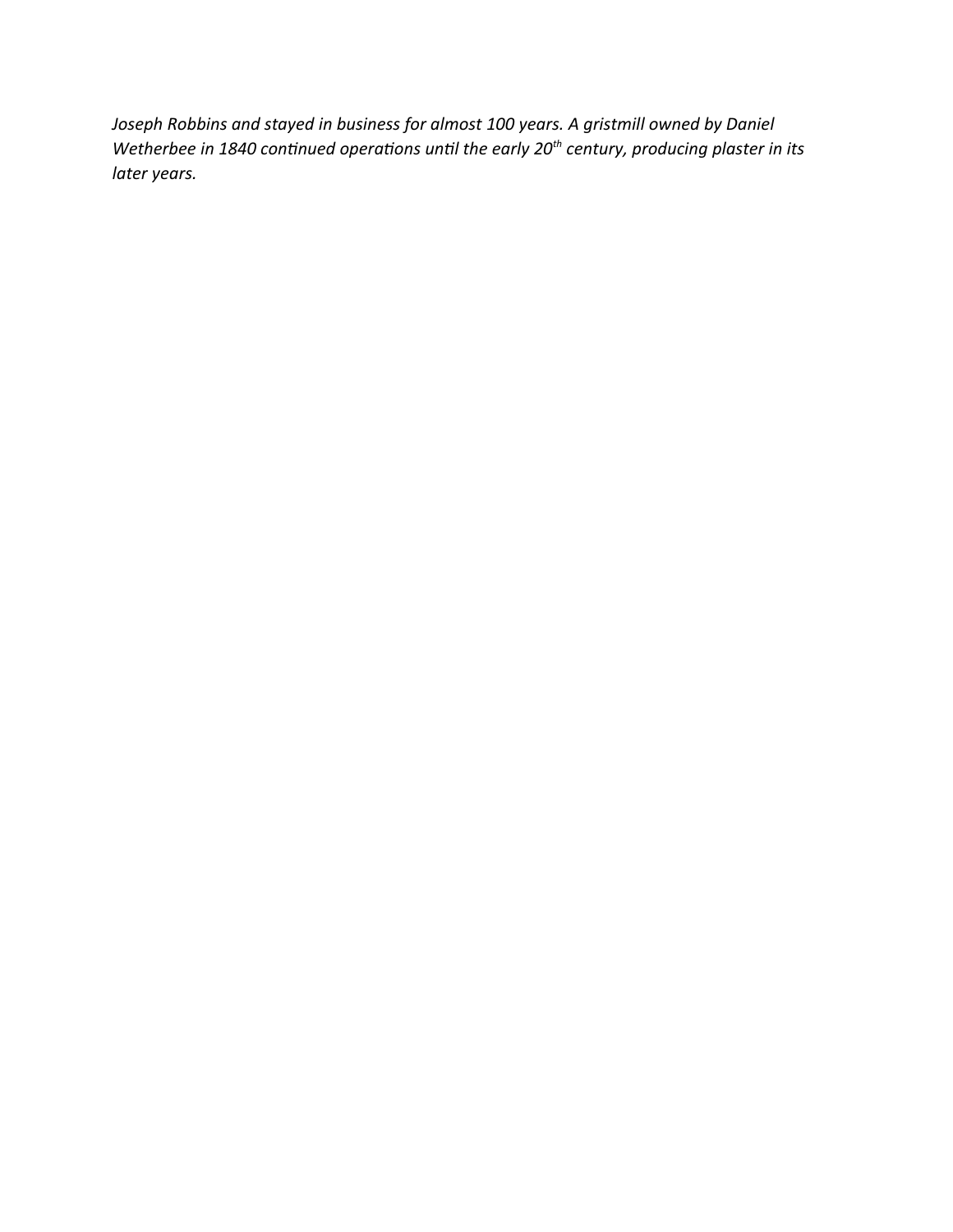*Joseph Robbins and stayed in business for almost 100 years. A gristmill owned by Daniel Wetherbee in 1840 continued operations until the early 20th century, producing plaster in its later years.*